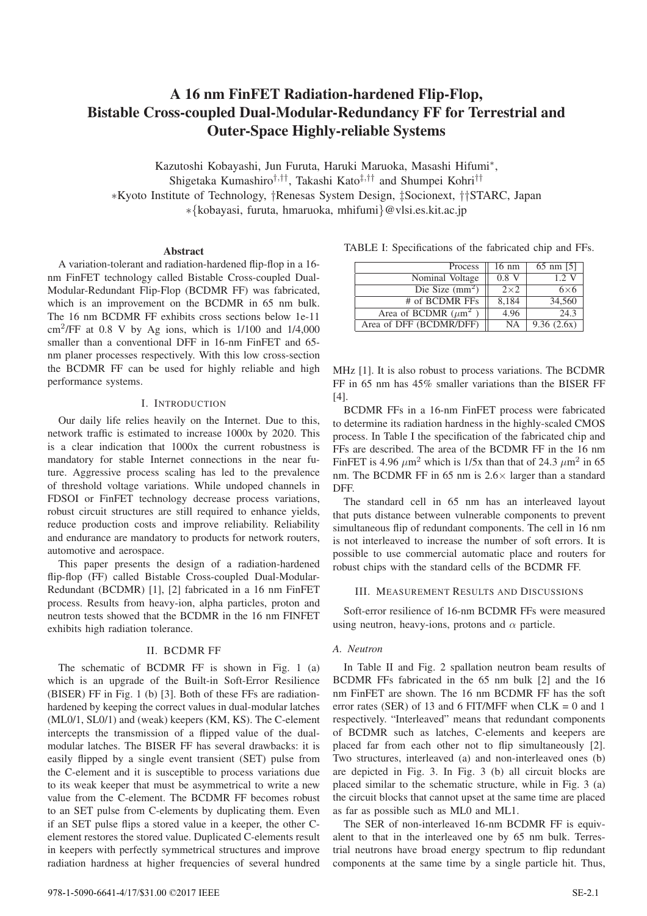# A 16 nm FinFET Radiation-hardened Flip-Flop, Bistable Cross-coupled Dual-Modular-Redundancy FF for Terrestrial and Outer-Space Highly-reliable Systems

Kazutoshi Kobayashi, Jun Furuta, Haruki Maruoka, Masashi Hifumi*, Shigetaka Kumashiro†,††, Takashi Kato‡,†† and Shumpei Kohri††

*Kyoto Institute of Technology, †Renesas System Design, ‡Socionext, ††STARC, Japan

*{kobayasi, furuta, hmaruoka, mhifumi}@vlsi.es.kit.ac.jp

## Abstract

A variation-tolerant and radiation-hardened flip-flop in a 16-nm FinFET technology called Bistable Cross-coupled Dual-Modular-Redundant Flip-Flop (BCDMR FF) was fabricated, which is an improvement on the BCDMR in 65 nm bulk. The 16 nm BCDMR FF exhibits cross sections below 1e-11 $cm^2$/FF at 0.8 V by Ag ions, which is 1/100 and 1/4,000 smaller than a conventional DFF in 16-nm FinFET and 65-nm planer processes respectively. With this low cross-section the BCDMR FF can be used for highly reliable and high performance systems.

## I. Introduction

Our daily life relies heavily on the Internet. Due to this, network traffic is estimated to increase 1000x by 2020. This is a clear indication that 1000x the current robustness is mandatory for stable Internet connections in the near future. Aggressive process scaling has led to the prevalence of threshold voltage variations. While undoped channels in FDSOI or FinFET technology decrease process variations, robust circuit structures are still required to enhance yields, reduce production costs and improve reliability. Reliability and endurance are mandatory to products for network routers, automotive and aerospace.

This paper presents the design of a radiation-hardened flip-flop (FF) called Bistable Cross-coupled Dual-Modular-Redundant (BCDMR) [1], [2] fabricated in a 16 nm FinFET process. Results from heavy-ion, alpha particles, proton and neutron tests showed that the BCDMR in the 16 nm FINFET exhibits high radiation tolerance.

## II. BCDMR FF

The schematic of BCDMR FF is shown in Fig. 1 (a) which is an upgrade of the Built-in Soft-Error Resilience (BISER) FF in Fig. 1 (b) [3]. Both of these FFs are radiation-hardened by keeping the correct values in dual-modular latches (ML0/1, SL0/1) and (weak) keepers (KM, KS). The C-element intercepts the transmission of a flipped value of the dual-modular latches. The BISER FF has several drawbacks: it is easily flipped by a single event transient (SET) pulse from the C-element and it is susceptible to process variations due to its weak keeper that must be asymmetrical to write a new value from the C-element. The BCDMR FF becomes robust to an SET pulse from C-elements by duplicating them. Even if an SET pulse flips a stored value in a keeper, the other C-element restores the stored value. Duplicated C-elements result in keepers with perfectly symmetrical structures and improve radiation hardness at higher frequencies of several hundred MHz [1]. It is also robust to process variations. The BCDMR FF in 65 nm has 45% smaller variations than the BISER FF [4].

TABLE I: Specifications of the fabricated chip and FFs.

| Process | 16 nm | 65 nm [5] |
|---|---|---|
| Nominal Voltage | 0.8 V | 1.2 V |
| Die Size ($mm^2$) | 2×2 | 6×6 |
| # of BCDMR FFs | 8,184 | 34,560 |
| Area of BCDMR ($\mu m^2$ ) | 4.96 | 24.3 |
| Area of DFF (BCDMR/DFF) | NA | 9.36 (2.6x) |

BCDMR FFs in a 16-nm FinFET process were fabricated to determine its radiation hardness in the highly-scaled CMOS process. In Table I the specification of the fabricated chip and FFs are described. The area of the BCDMR FF in the 16 nm FinFET is 4.96 $\mu m^2$ which is 1/5x than that of 24.3 $\mu m^2$ in 65 nm. The BCDMR FF in 65 nm is 2.6× larger than a standard DFF.

The standard cell in 65 nm has an interleaved layout that puts distance between vulnerable components to prevent simultaneous flip of redundant components. The cell in 16 nm is not interleaved to increase the number of soft errors. It is possible to use commercial automatic place and routers for robust chips with the standard cells of the BCDMR FF.

## III. Measurement Results and Discussions

Soft-error resilience of 16-nm BCDMR FFs were measured using neutron, heavy-ions, protons and $\alpha$ particle.

### A. Neutron

In Table II and Fig. 2 spallation neutron beam results of BCDMR FFs fabricated in the 65 nm bulk [2] and the 16 nm FinFET are shown. The 16 nm BCDMR FF has the soft error rates (SER) of 13 and 6 FIT/MFF when CLK = 0 and 1 respectively. "Interleaved" means that redundant components of BCDMR such as latches, C-elements and keepers are placed far from each other not to flip simultaneously [2]. Two structures, interleaved (a) and non-interleaved ones (b) are depicted in Fig. 3. In Fig. 3 (b) all circuit blocks are placed similar to the schematic structure, while in Fig. 3 (a) the circuit blocks that cannot upset at the same time are placed as far as possible such as ML0 and ML1.

The SER of non-interleaved 16-nm BCDMR FF is equivalent to that in the interleaved one by 65 nm bulk. Terrestrial neutrons have broad energy spectrum to flip redundant components at the same time by a single particle hit. Thus,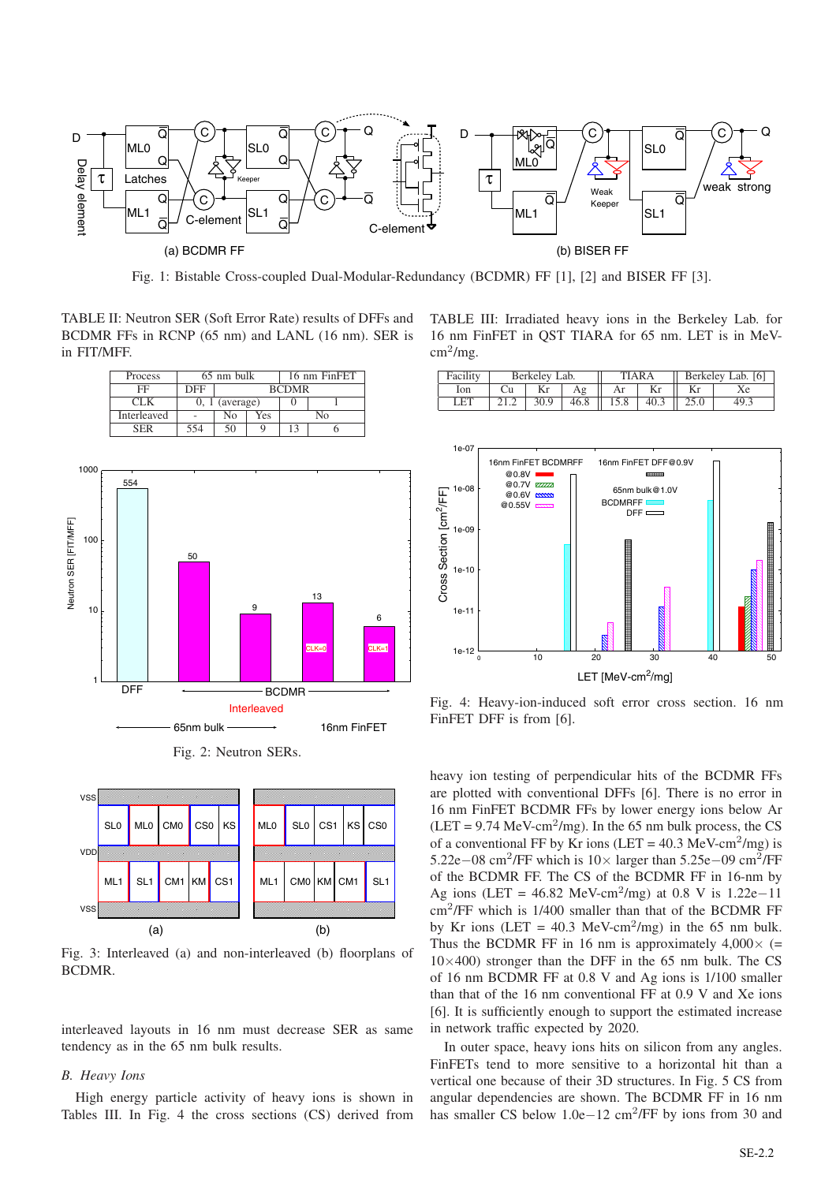Fig. 1: Bistable Cross-coupled Dual-Modular-Redundancy (BCDMR) FF [1], [2] and BISER FF [3].

TABLE II: Neutron SER (Soft Error Rate) results of DFFs and BCDMR FFs in RCNP (65 nm) and LANL (16 nm). SER is in FIT/MFF.

| Process | 65 nm bulk | | | 16 nm FinFET | |
|---|---|---|---|---|---|
| FF | DFF | BCDMR | | | |
| CLK | 0, 1 (average) | | | 0 | 1 |
| Interleaved | - | No | Yes | No | |
| SER | 554 | 50 | 9 | 13 | 6 |

Fig. 2: Neutron SERs.

Fig. 3: Interleaved (a) and non-interleaved (b) floorplans of BCDMR.

interleaved layouts in 16 nm must decrease SER as same tendency as in the 65 nm bulk results.

### *B. Heavy Ions*

High energy particle activity of heavy ions is shown in Tables III. In Fig. 4 the cross sections (CS) derived from

TABLE III: Irradiated heavy ions in the Berkeley Lab. for 16 nm FinFET in QST TIARA for 65 nm. LET is in MeV-cm$^2$/mg.

| Facility | Berkeley Lab. | | | TIARA | | Berkeley Lab. [6] | |
|---|---|---|---|---|---|---|---|
| Ion | Cu | Kr | Ag | Ar | Kr | Kr | Xe |
| LET | 21.2 | 30.9 | 46.8 | 15.8 | 40.3 | 25.0 | 49.3 |

Fig. 4: Heavy-ion-induced soft error cross section. 16 nm FinFET DFF is from [6].

heavy ion testing of perpendicular hits of the BCDMR FFs are plotted with conventional DFFs [6]. There is no error in 16 nm FinFET BCDMR FFs by lower energy ions below Ar (LET = 9.74 MeV-cm$^2$/mg). In the 65 nm bulk process, the CS of a conventional FF by Kr ions (LET = 40.3 MeV-cm$^2$/mg) is 5.22e−08 cm$^2$/FF which is 10× larger than 5.25e−09 cm$^2$/FF of the BCDMR FF. The CS of the BCDMR FF in 16-nm by Ag ions (LET = 46.82 MeV-cm$^2$/mg) at 0.8 V is 1.22e−11 cm$^2$/FF which is 1/400 smaller than that of the BCDMR FF by Kr ions (LET = 40.3 MeV-cm$^2$/mg) in the 65 nm bulk. Thus the BCDMR FF in 16 nm is approximately 4,000× (= 10×400) stronger than the DFF in the 65 nm bulk. The CS of 16 nm BCDMR FF at 0.8 V and Ag ions is 1/100 smaller than that of the 16 nm conventional FF at 0.9 V and Xe ions [6]. It is sufficiently enough to support the estimated increase in network traffic expected by 2020.

In outer space, heavy ions hits on silicon from any angles. FinFETs tend to more sensitive to a horizontal hit than a vertical one because of their 3D structures. In Fig. 5 CS from angular dependencies are shown. The BCDMR FF in 16 nm has smaller CS below 1.0e−12 cm$^2$/FF by ions from 30 and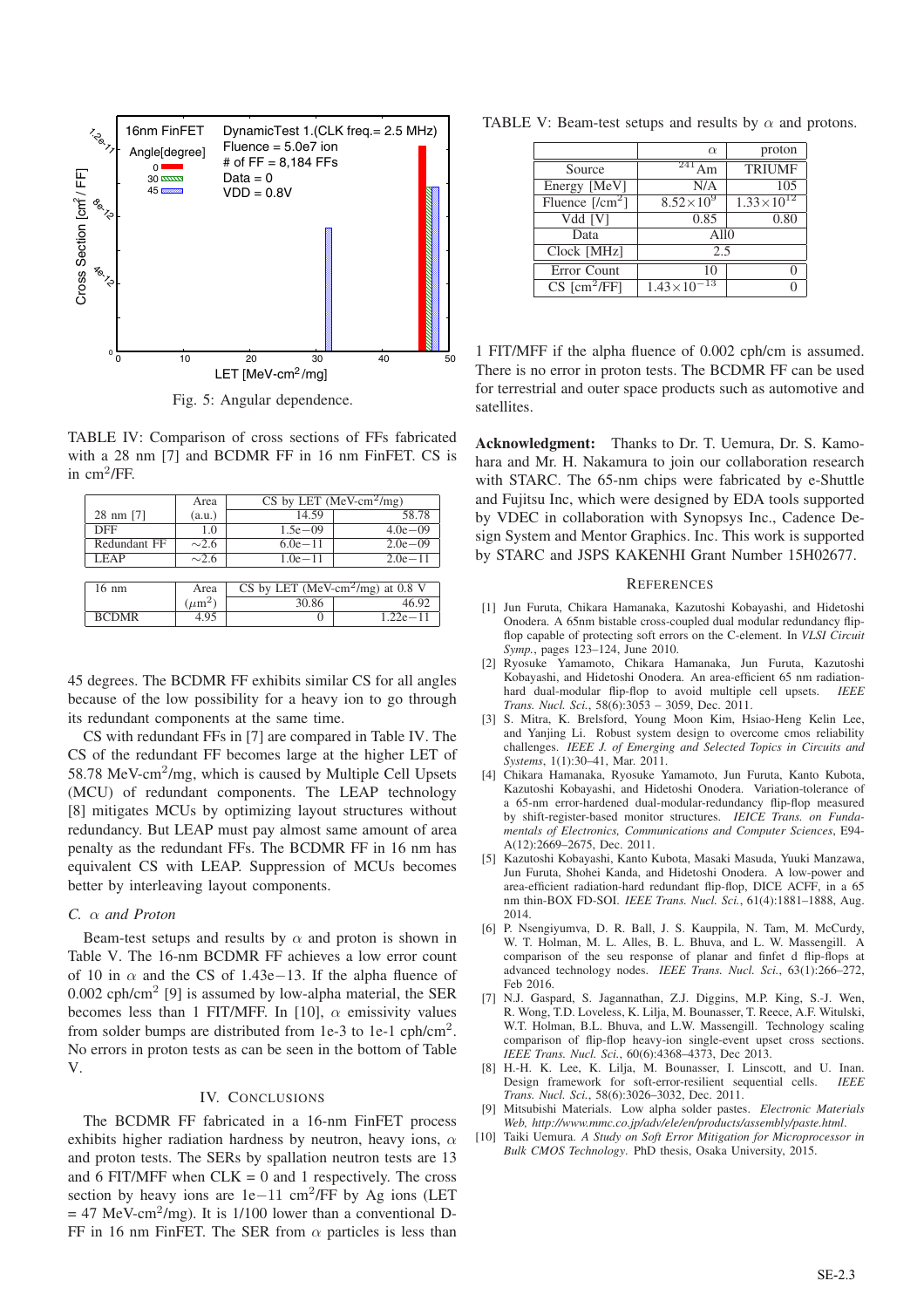16nm FinFET

Angle[degree]

0

30

45

DynamicTest 1.(CLK freq.= 2.5 MHz)

Fluence = 5.0e7 ion

# of FF = 8,184 FFs

Data = 0

VDD = 0.8V

Cross Section [cm$^2$ / FF]

1.2e-11

8e-12

4e-12

0

0

10

20

30

40

50

LET [MeV-cm$^2$/mg]

Fig. 5: Angular dependence.

TABLE IV: Comparison of cross sections of FFs fabricated with a 28 nm [7] and BCDMR FF in 16 nm FinFET. CS is in cm$^2$/FF.

| 28 nm [7] | Area (a.u.) | CS by LET (MeV-cm$^2$/mg) 14.59 | 58.78 |
|---|---|---|---|
| DFF | 1.0 | $1.5e{-}09$ | $4.0e{-}09$ |
| Redundant FF | ∼2.6 | $6.0e{-}11$ | $2.0e{-}09$ |
| LEAP | ∼2.6 | $1.0e{-}11$ | $2.0e{-}11$ |

| 16 nm | Area ($\mu$m$^2$) | CS by LET (MeV-cm$^2$/mg) at 0.8 V 30.86 | 46.92 |
|---|---|---|---|
| BCDMR | 4.95 | 0 | $1.22e{-}11$ |

45 degrees. The BCDMR FF exhibits similar CS for all angles because of the low possibility for a heavy ion to go through its redundant components at the same time.

CS with redundant FFs in [7] are compared in Table IV. The CS of the redundant FF becomes large at the higher LET of 58.78 MeV-cm$^2$/mg, which is caused by Multiple Cell Upsets (MCU) of redundant components. The LEAP technology [8] mitigates MCUs by optimizing layout structures without redundancy. But LEAP must pay almost same amount of area penalty as the redundant FFs. The BCDMR FF in 16 nm has equivalent CS with LEAP. Suppression of MCUs becomes better by interleaving layout components.

### C. $\alpha$ and Proton

Beam-test setups and results by $\alpha$ and proton is shown in Table V. The 16-nm BCDMR FF achieves a low error count of 10 in $\alpha$ and the CS of $1.43e{-}13$. If the alpha fluence of 0.002 cph/cm$^2$ [9] is assumed by low-alpha material, the SER becomes less than 1 FIT/MFF. In [10], $\alpha$ emissivity values from solder bumps are distributed from 1e-3 to 1e-1 cph/cm$^2$. No errors in proton tests as can be seen in the bottom of Table V.

## IV. Conclusions

The BCDMR FF fabricated in a 16-nm FinFET process exhibits higher radiation hardness by neutron, heavy ions, $\alpha$ and proton tests. The SERs by spallation neutron tests are 13 and 6 FIT/MFF when CLK = 0 and 1 respectively. The cross section by heavy ions are $1e{-}11$ cm$^2$/FF by Ag ions (LET = 47 MeV-cm$^2$/mg). It is 1/100 lower than a conventional D-FF in 16 nm FinFET. The SER from $\alpha$ particles is less than 1 FIT/MFF if the alpha fluence of 0.002 cph/cm is assumed. There is no error in proton tests. The BCDMR FF can be used for terrestrial and outer space products such as automotive and satellites.

TABLE V: Beam-test setups and results by $\alpha$ and protons.

| | $\alpha$ | proton |
|---|---|---|
| Source | $^{241}$Am | TRIUMF |
| Energy [MeV] | N/A | 105 |
| Fluence [/cm$^2$] | $8.52\times10^{9}$ | $1.33\times10^{12}$ |
| Vdd [V] | 0.85 | 0.80 |
| Data | All0 | |
| Clock [MHz] | 2.5 | |
| Error Count | 10 | 0 |
| CS [cm$^2$/FF] | $1.43\times10^{-13}$ | 0 |

**Acknowledgment:** Thanks to Dr. T. Uemura, Dr. S. Kamohara and Mr. H. Nakamura to join our collaboration research with STARC. The 65-nm chips were fabricated by e-Shuttle and Fujitsu Inc, which were designed by EDA tools supported by VDEC in collaboration with Synopsys Inc., Cadence Design System and Mentor Graphics. Inc. This work is supported by STARC and JSPS KAKENHI Grant Number 15H02677.

## References

[1] Jun Furuta, Chikara Hamanaka, Kazutoshi Kobayashi, and Hidetoshi Onodera. A 65nm bistable cross-coupled dual modular redundancy flip-flop capable of protecting soft errors on the C-element. In *VLSI Circuit Symp.*, pages 123–124, June 2010.

[2] Ryosuke Yamamoto, Chikara Hamanaka, Jun Furuta, Kazutoshi Kobayashi, and Hidetoshi Onodera. An area-efficient 65 nm radiation-hard dual-modular flip-flop to avoid multiple cell upsets. *IEEE Trans. Nucl. Sci.*, 58(6):3053 – 3059, Dec. 2011.

[3] S. Mitra, K. Brelsford, Young Moon Kim, Hsiao-Heng Kelin Lee, and Yanjing Li. Robust system design to overcome cmos reliability challenges. *IEEE J. of Emerging and Selected Topics in Circuits and Systems*, 1(1):30–41, Mar. 2011.

[4] Chikara Hamanaka, Ryosuke Yamamoto, Jun Furuta, Kanto Kubota, Kazutoshi Kobayashi, and Hidetoshi Onodera. Variation-tolerance of a 65-nm error-hardened dual-modular-redundancy flip-flop measured by shift-register-based monitor structures. *IEICE Trans. on Fundamentals of Electronics, Communications and Computer Sciences*, E94-A(12):2669–2675, Dec. 2011.

[5] Kazutoshi Kobayashi, Kanto Kubota, Masaki Masuda, Yuuki Manzawa, Jun Furuta, Shohei Kanda, and Hidetoshi Onodera. A low-power and area-efficient radiation-hard redundant flip-flop, DICE ACFF, in a 65 nm thin-BOX FD-SOI. *IEEE Trans. Nucl. Sci.*, 61(4):1881–1888, Aug. 2014.

[6] P. Nsengiyumva, D. R. Ball, J. S. Kauppila, N. Tam, M. McCurdy, W. T. Holman, M. L. Alles, B. L. Bhuva, and L. W. Massengill. A comparison of the seu response of planar and finfet d flip-flops at advanced technology nodes. *IEEE Trans. Nucl. Sci.*, 63(1):266–272, Feb 2016.

[7] N.J. Gaspard, S. Jagannathan, Z.J. Diggins, M.P. King, S.-J. Wen, R. Wong, T.D. Loveless, K. Lilja, M. Bounasser, T. Reece, A.F. Witulski, W.T. Holman, B.L. Bhuva, and L.W. Massengill. Technology scaling comparison of flip-flop heavy-ion single-event upset cross sections. *IEEE Trans. Nucl. Sci.*, 60(6):4368–4373, Dec 2013.

[8] H.-H. K. Lee, K. Lilja, M. Bounasser, I. Linscott, and U. Inan. Design framework for soft-error-resilient sequential cells. *IEEE Trans. Nucl. Sci.*, 58(6):3026–3032, Dec. 2011.

[9] Mitsubishi Materials. Low alpha solder pastes. *Electronic Materials Web, http://www.mmc.co.jp/adv/ele/en/products/assembly/paste.html*.

[10] Taiki Uemura. *A Study on Soft Error Mitigation for Microprocessor in Bulk CMOS Technology*. PhD thesis, Osaka University, 2015.